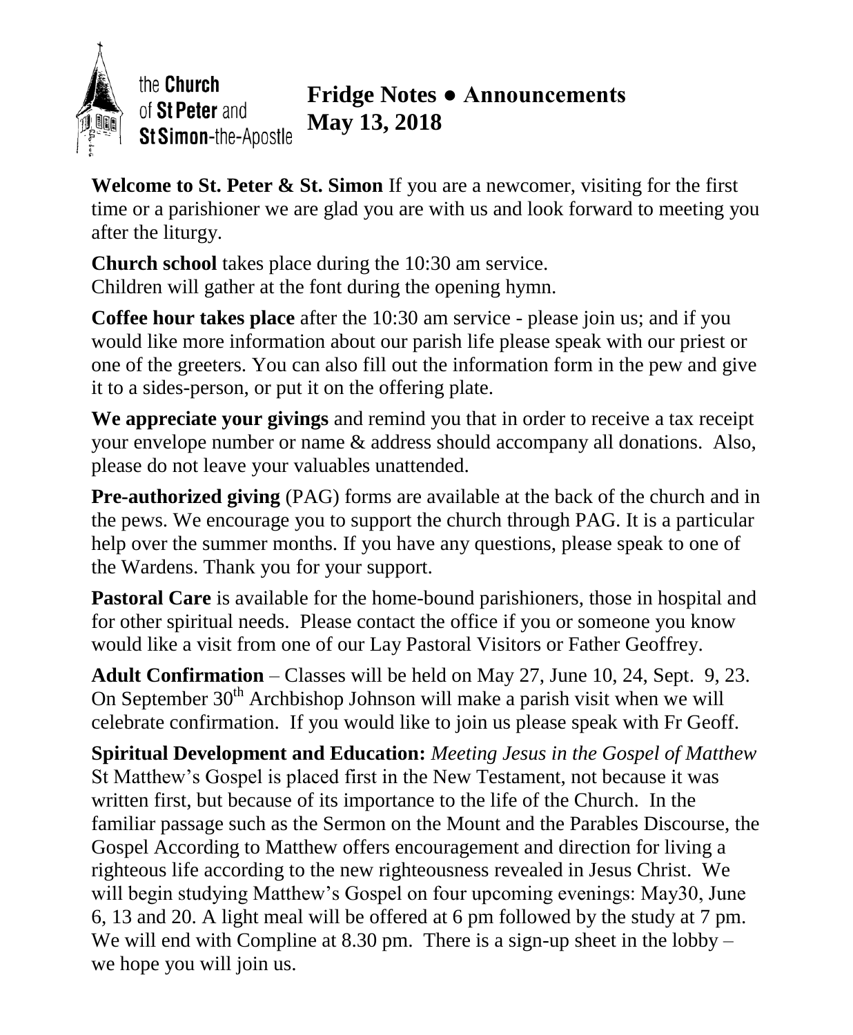the **Church** of **St Peter** and **St Simon**-the-Apostle

# Fridge Notes ● Announcements
# May 13, 2018

**Welcome to St. Peter & St. Simon** If you are a newcomer, visiting for the first time or a parishioner we are glad you are with us and look forward to meeting you after the liturgy.

**Church school** takes place during the 10:30 am service.
Children will gather at the font during the opening hymn.

**Coffee hour takes place** after the 10:30 am service - please join us; and if you would like more information about our parish life please speak with our priest or one of the greeters. You can also fill out the information form in the pew and give it to a sides-person, or put it on the offering plate.

**We appreciate your givings** and remind you that in order to receive a tax receipt your envelope number or name & address should accompany all donations. Also, please do not leave your valuables unattended.

**Pre-authorized giving** (PAG) forms are available at the back of the church and in the pews. We encourage you to support the church through PAG. It is a particular help over the summer months. If you have any questions, please speak to one of the Wardens. Thank you for your support.

**Pastoral Care** is available for the home-bound parishioners, those in hospital and for other spiritual needs. Please contact the office if you or someone you know would like a visit from one of our Lay Pastoral Visitors or Father Geoffrey.

**Adult Confirmation** – Classes will be held on May 27, June 10, 24, Sept. 9, 23. On September 30th Archbishop Johnson will make a parish visit when we will celebrate confirmation. If you would like to join us please speak with Fr Geoff.

**Spiritual Development and Education:** *Meeting Jesus in the Gospel of Matthew* St Matthew's Gospel is placed first in the New Testament, not because it was written first, but because of its importance to the life of the Church. In the familiar passage such as the Sermon on the Mount and the Parables Discourse, the Gospel According to Matthew offers encouragement and direction for living a righteous life according to the new righteousness revealed in Jesus Christ. We will begin studying Matthew's Gospel on four upcoming evenings: May30, June 6, 13 and 20. A light meal will be offered at 6 pm followed by the study at 7 pm. We will end with Compline at 8.30 pm. There is a sign-up sheet in the lobby – we hope you will join us.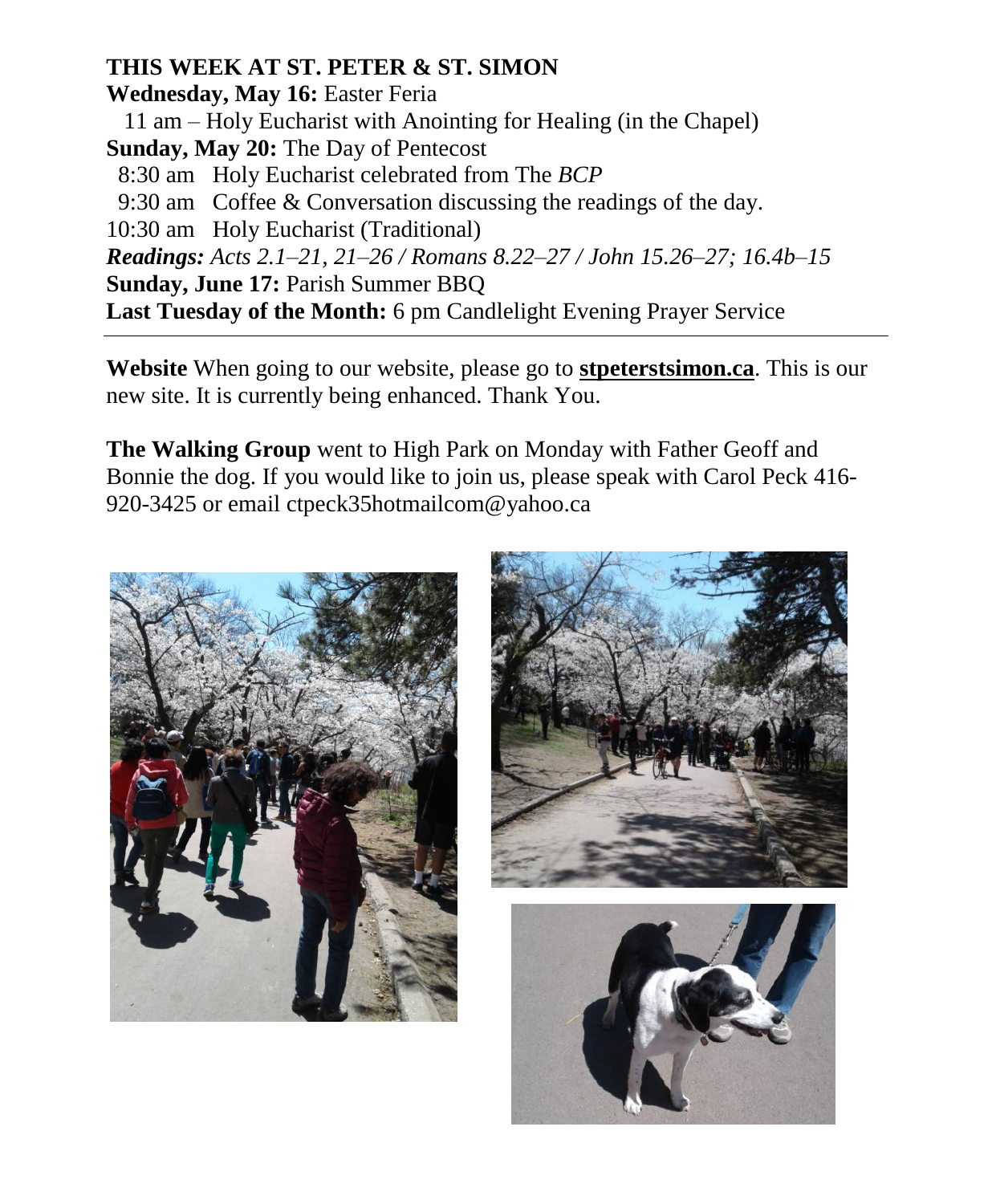**THIS WEEK AT ST. PETER & ST. SIMON**

**Wednesday, May 16:** Easter Feria

11 am – Holy Eucharist with Anointing for Healing (in the Chapel)

**Sunday, May 20:** The Day of Pentecost

8:30 am Holy Eucharist celebrated from The *BCP*

9:30 am Coffee & Conversation discussing the readings of the day.

10:30 am Holy Eucharist (Traditional)

***Readings:*** *Acts 2.1–21, 21–26 / Romans 8.22–27 / John 15.26–27; 16.4b–15*

**Sunday, June 17:** Parish Summer BBQ

**Last Tuesday of the Month:** 6 pm Candlelight Evening Prayer Service

---

**Website** When going to our website, please go to **stpeterstsimon.ca**. This is our new site. It is currently being enhanced. Thank You.

**The Walking Group** went to High Park on Monday with Father Geoff and Bonnie the dog. If you would like to join us, please speak with Carol Peck 416-920-3425 or email ctpeck35hotmailcom@yahoo.ca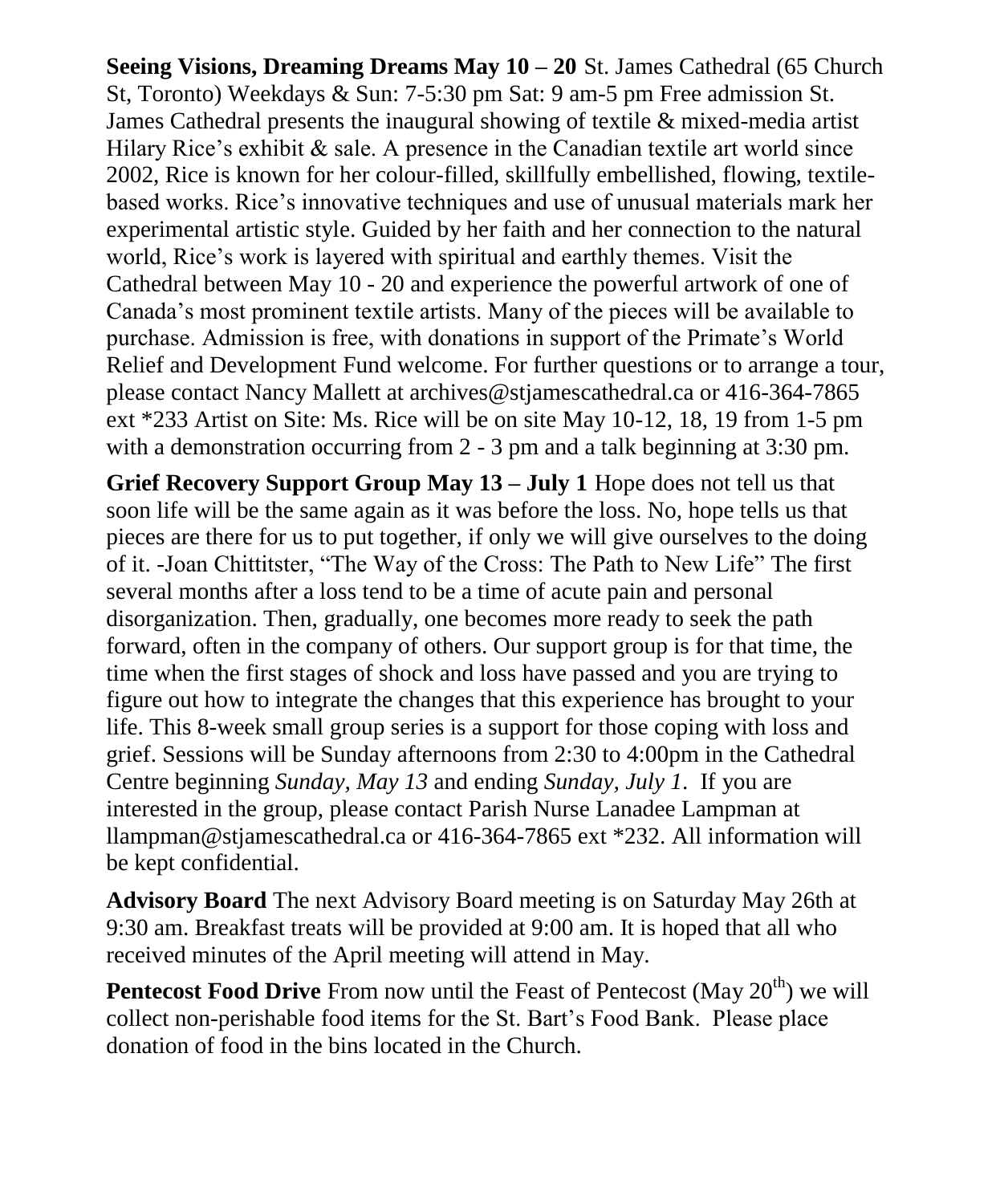**Seeing Visions, Dreaming Dreams May 10 – 20** St. James Cathedral (65 Church St, Toronto) Weekdays & Sun: 7-5:30 pm Sat: 9 am-5 pm Free admission St. James Cathedral presents the inaugural showing of textile & mixed-media artist Hilary Rice's exhibit & sale. A presence in the Canadian textile art world since 2002, Rice is known for her colour-filled, skillfully embellished, flowing, textile-based works. Rice's innovative techniques and use of unusual materials mark her experimental artistic style. Guided by her faith and her connection to the natural world, Rice's work is layered with spiritual and earthly themes. Visit the Cathedral between May 10 - 20 and experience the powerful artwork of one of Canada's most prominent textile artists. Many of the pieces will be available to purchase. Admission is free, with donations in support of the Primate's World Relief and Development Fund welcome. For further questions or to arrange a tour, please contact Nancy Mallett at archives@stjamescathedral.ca or 416-364-7865 ext *233 Artist on Site: Ms. Rice will be on site May 10-12, 18, 19 from 1-5 pm with a demonstration occurring from 2 - 3 pm and a talk beginning at 3:30 pm.

**Grief Recovery Support Group May 13 – July 1** Hope does not tell us that soon life will be the same again as it was before the loss. No, hope tells us that pieces are there for us to put together, if only we will give ourselves to the doing of it. -Joan Chittitster, "The Way of the Cross: The Path to New Life" The first several months after a loss tend to be a time of acute pain and personal disorganization. Then, gradually, one becomes more ready to seek the path forward, often in the company of others. Our support group is for that time, the time when the first stages of shock and loss have passed and you are trying to figure out how to integrate the changes that this experience has brought to your life. This 8-week small group series is a support for those coping with loss and grief. Sessions will be Sunday afternoons from 2:30 to 4:00pm in the Cathedral Centre beginning *Sunday, May 13* and ending *Sunday, July 1*. If you are interested in the group, please contact Parish Nurse Lanadee Lampman at llampman@stjamescathedral.ca or 416-364-7865 ext *232. All information will be kept confidential.

**Advisory Board** The next Advisory Board meeting is on Saturday May 26th at 9:30 am. Breakfast treats will be provided at 9:00 am. It is hoped that all who received minutes of the April meeting will attend in May.

**Pentecost Food Drive** From now until the Feast of Pentecost (May 20th) we will collect non-perishable food items for the St. Bart's Food Bank. Please place donation of food in the bins located in the Church.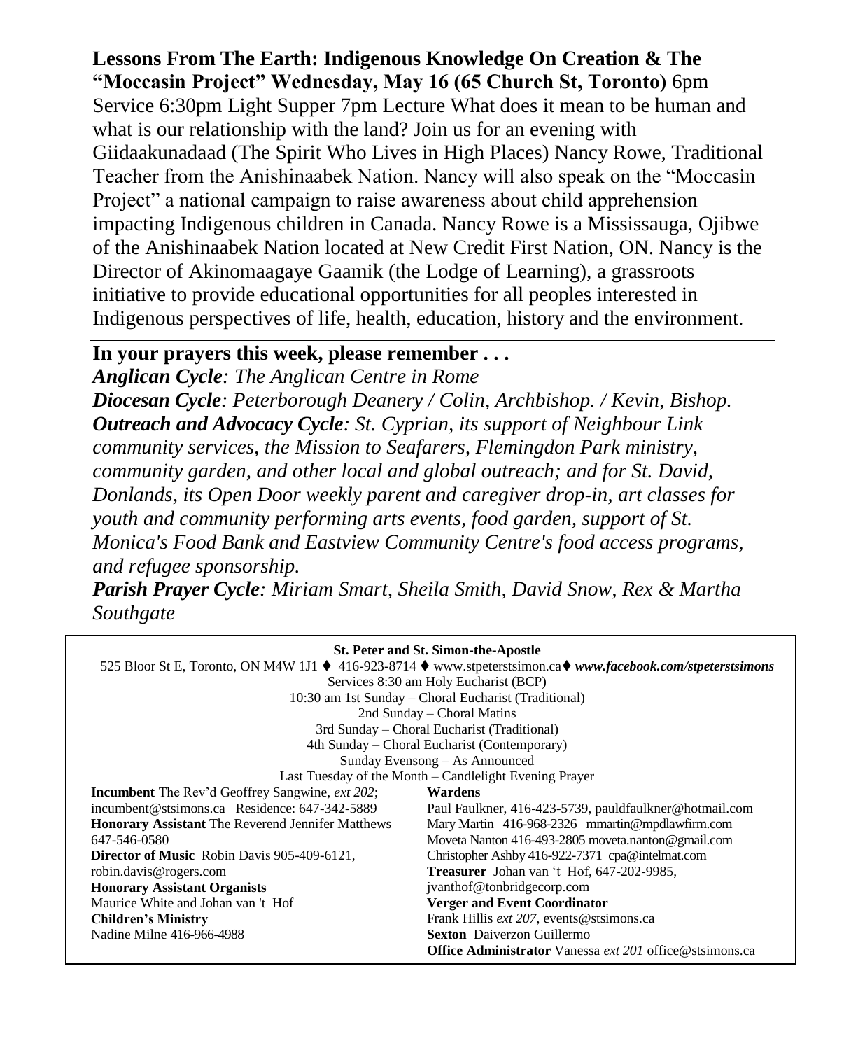**Lessons From The Earth: Indigenous Knowledge On Creation & The "Moccasin Project" Wednesday, May 16 (65 Church St, Toronto)** 6pm Service 6:30pm Light Supper 7pm Lecture What does it mean to be human and what is our relationship with the land? Join us for an evening with Giidaakunadaad (The Spirit Who Lives in High Places) Nancy Rowe, Traditional Teacher from the Anishinaabek Nation. Nancy will also speak on the "Moccasin Project" a national campaign to raise awareness about child apprehension impacting Indigenous children in Canada. Nancy Rowe is a Mississauga, Ojibwe of the Anishinaabek Nation located at New Credit First Nation, ON. Nancy is the Director of Akinomaagaye Gaamik (the Lodge of Learning), a grassroots initiative to provide educational opportunities for all peoples interested in Indigenous perspectives of life, health, education, history and the environment.

---

**In your prayers this week, please remember . . .**

***Anglican Cycle**: The Anglican Centre in Rome*

***Diocesan Cycle**: Peterborough Deanery / Colin, Archbishop. / Kevin, Bishop.*

***Outreach and Advocacy Cycle**: St. Cyprian, its support of Neighbour Link community services, the Mission to Seafarers, Flemingdon Park ministry, community garden, and other local and global outreach; and for St. David, Donlands, its Open Door weekly parent and caregiver drop-in, art classes for youth and community performing arts events, food garden, support of St. Monica's Food Bank and Eastview Community Centre's food access programs, and refugee sponsorship.*

***Parish Prayer Cycle**: Miriam Smart, Sheila Smith, David Snow, Rex & Martha Southgate*

---

**St. Peter and St. Simon-the-Apostle**

525 Bloor St E, Toronto, ON M4W 1J1 ♦ 416-923-8714 ♦ www.stpeterstsimon.ca♦ ***www.facebook.com/stpeterstsimons***

Services 8:30 am Holy Eucharist (BCP)
10:30 am 1st Sunday – Choral Eucharist (Traditional)
2nd Sunday – Choral Matins
3rd Sunday – Choral Eucharist (Traditional)
4th Sunday – Choral Eucharist (Contemporary)
Sunday Evensong – As Announced
Last Tuesday of the Month – Candlelight Evening Prayer

**Incumbent** The Rev'd Geoffrey Sangwine, *ext 202*; incumbent@stsimons.ca Residence: 647-342-5889
**Honorary Assistant** The Reverend Jennifer Matthews 647-546-0580
**Director of Music** Robin Davis 905-409-6121, robin.davis@rogers.com
**Honorary Assistant Organists**
Maurice White and Johan van 't Hof
**Children's Ministry**
Nadine Milne 416-966-4988

**Wardens**
Paul Faulkner, 416-423-5739, pauldfaulkner@hotmail.com
Mary Martin 416-968-2326 mmartin@mpdlawfirm.com
Moveta Nanton 416-493-2805 moveta.nanton@gmail.com
Christopher Ashby 416-922-7371 cpa@intelmat.com
**Treasurer** Johan van 't Hof, 647-202-9985, jvanthof@tonbridgecorp.com
**Verger and Event Coordinator**
Frank Hillis *ext 207*, events@stsimons.ca
**Sexton** Daiverzon Guillermo
**Office Administrator** Vanessa *ext 201* office@stsimons.ca